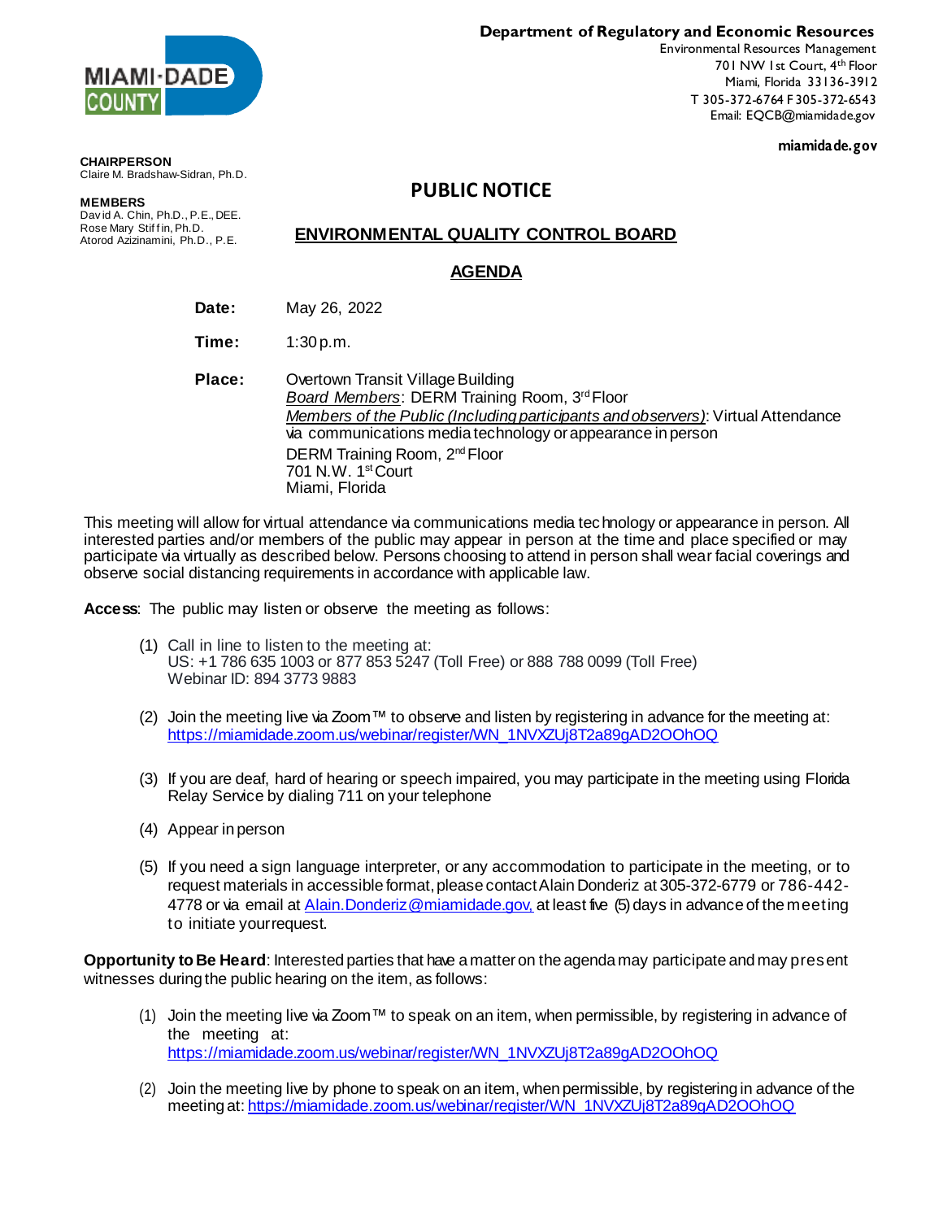MIAMI-DADE COUNTY

**Department of Regulatory and Economic Resources**
Environmental Resources Management
701 NW 1st Court, 4th Floor
Miami, Florida 33136-3912
T 305-372-6764 F 305-372-6543
Email: EQCB@miamidade.gov

**miamidade.gov**

**CHAIRPERSON**
Claire M. Bradshaw-Sidran, Ph.D.

**MEMBERS**
David A. Chin, Ph.D., P.E., DEE.
Rose Mary Stiffin, Ph.D.
Atorod Azizinamini, Ph.D., P.E.

# PUBLIC NOTICE

## ENVIRONMENTAL QUALITY CONTROL BOARD

## AGENDA

**Date:** May 26, 2022

**Time:** 1:30 p.m.

**Place:** Overtown Transit Village Building
*Board Members*: DERM Training Room, 3rd Floor
*Members of the Public (Including participants and observers)*: Virtual Attendance via communications media technology or appearance in person
DERM Training Room, 2nd Floor
701 N.W. 1st Court
Miami, Florida

This meeting will allow for virtual attendance via communications media technology or appearance in person. All interested parties and/or members of the public may appear in person at the time and place specified or may participate via virtually as described below. Persons choosing to attend in person shall wear facial coverings and observe social distancing requirements in accordance with applicable law.

**Access**: The public may listen or observe the meeting as follows:

(1) Call in line to listen to the meeting at:
US: +1 786 635 1003 or 877 853 5247 (Toll Free) or 888 788 0099 (Toll Free)
Webinar ID: 894 3773 9883

(2) Join the meeting live via Zoom™ to observe and listen by registering in advance for the meeting at: https://miamidade.zoom.us/webinar/register/WN_1NVXZUj8T2a89gAD2OOhOQ

(3) If you are deaf, hard of hearing or speech impaired, you may participate in the meeting using Florida Relay Service by dialing 711 on your telephone

(4) Appear in person

(5) If you need a sign language interpreter, or any accommodation to participate in the meeting, or to request materials in accessible format, please contact Alain Donderiz at 305-372-6779 or 786-442-4778 or via email at Alain.Donderiz@miamidade.gov, at least five (5) days in advance of the meeting to initiate your request.

**Opportunity to Be Heard**: Interested parties that have a matter on the agenda may participate and may present witnesses during the public hearing on the item, as follows:

(1) Join the meeting live via Zoom™ to speak on an item, when permissible, by registering in advance of the meeting at: https://miamidade.zoom.us/webinar/register/WN_1NVXZUj8T2a89gAD2OOhOQ

(2) Join the meeting live by phone to speak on an item, when permissible, by registering in advance of the meeting at: https://miamidade.zoom.us/webinar/register/WN_1NVXZUj8T2a89gAD2OOhOQ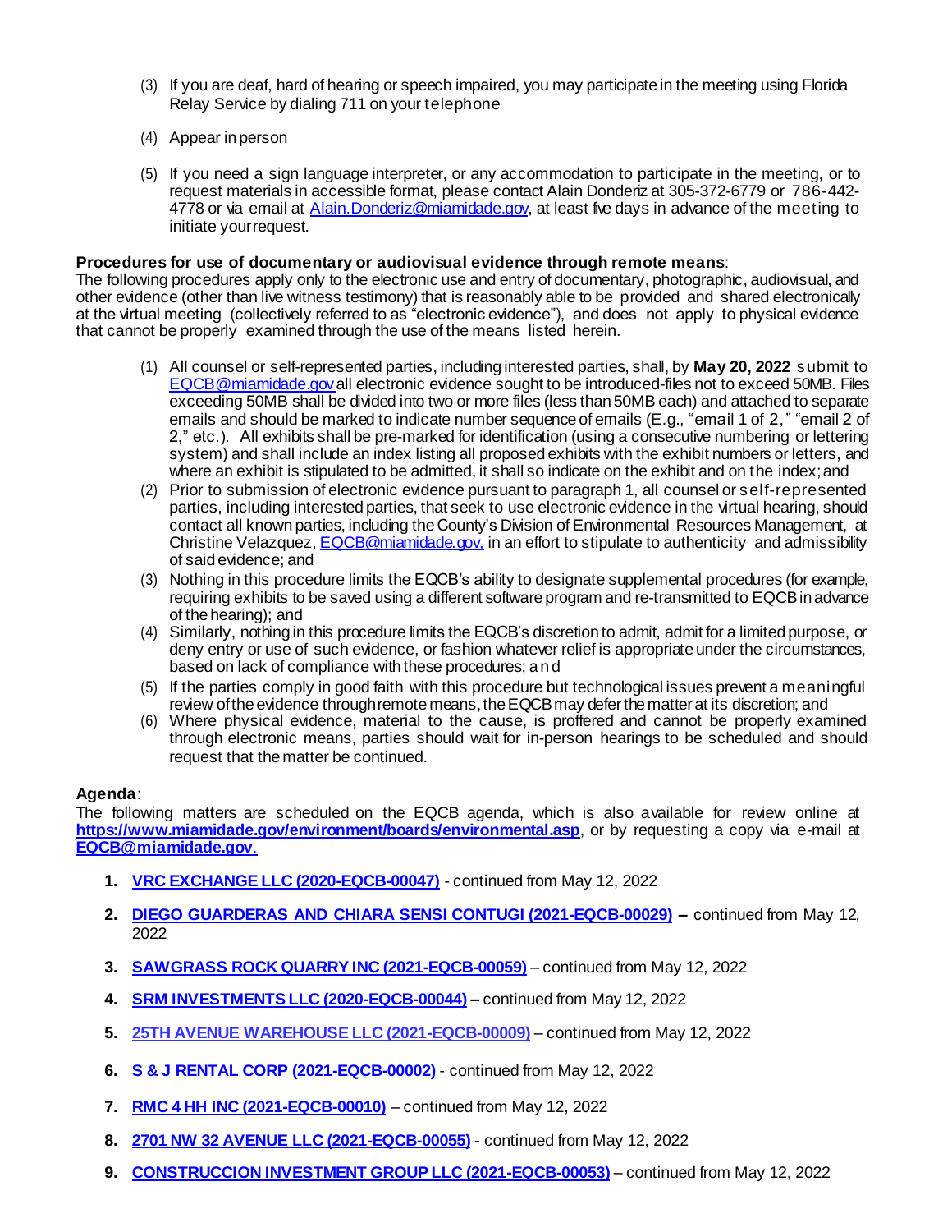(3) If you are deaf, hard of hearing or speech impaired, you may participate in the meeting using Florida Relay Service by dialing 711 on your telephone

(4) Appear in person

(5) If you need a sign language interpreter, or any accommodation to participate in the meeting, or to request materials in accessible format, please contact Alain Donderiz at 305-372-6779 or 786-442-4778 or via email at Alain.Donderiz@miamidade.gov, at least five days in advance of the meeting to initiate your request.

**Procedures for use of documentary or audiovisual evidence through remote means**:
The following procedures apply only to the electronic use and entry of documentary, photographic, audiovisual, and other evidence (other than live witness testimony) that is reasonably able to be provided and shared electronically at the virtual meeting (collectively referred to as "electronic evidence"), and does not apply to physical evidence that cannot be properly examined through the use of the means listed herein.

(1) All counsel or self-represented parties, including interested parties, shall, by **May 20, 2022** submit to EQCB@miamidade.gov all electronic evidence sought to be introduced-files not to exceed 50MB. Files exceeding 50MB shall be divided into two or more files (less than 50MB each) and attached to separate emails and should be marked to indicate number sequence of emails (E.g., "email 1 of 2," "email 2 of 2," etc.). All exhibits shall be pre-marked for identification (using a consecutive numbering or lettering system) and shall include an index listing all proposed exhibits with the exhibit numbers or letters, and where an exhibit is stipulated to be admitted, it shall so indicate on the exhibit and on the index; and
(2) Prior to submission of electronic evidence pursuant to paragraph 1, all counsel or self-represented parties, including interested parties, that seek to use electronic evidence in the virtual hearing, should contact all known parties, including the County's Division of Environmental Resources Management, at Christine Velazquez, EQCB@miamidade.gov, in an effort to stipulate to authenticity and admissibility of said evidence; and
(3) Nothing in this procedure limits the EQCB's ability to designate supplemental procedures (for example, requiring exhibits to be saved using a different software program and re-transmitted to EQCB in advance of the hearing); and
(4) Similarly, nothing in this procedure limits the EQCB's discretion to admit, admit for a limited purpose, or deny entry or use of such evidence, or fashion whatever relief is appropriate under the circumstances, based on lack of compliance with these procedures; and
(5) If the parties comply in good faith with this procedure but technological issues prevent a meaningful review of the evidence through remote means, the EQCB may defer the matter at its discretion; and
(6) Where physical evidence, material to the cause, is proffered and cannot be properly examined through electronic means, parties should wait for in-person hearings to be scheduled and should request that the matter be continued.

**Agenda**:
The following matters are scheduled on the EQCB agenda, which is also available for review online at **https://www.miamidade.gov/environment/boards/environmental.asp**, or by requesting a copy via e-mail at **EQCB@miamidade.gov**.

1. **VRC EXCHANGE LLC (2020-EQCB-00047)** - continued from May 12, 2022
2. **DIEGO GUARDERAS AND CHIARA SENSI CONTUGI (2021-EQCB-00029) –** continued from May 12, 2022
3. **SAWGRASS ROCK QUARRY INC (2021-EQCB-00059)** – continued from May 12, 2022
4. **SRM INVESTMENTS LLC (2020-EQCB-00044) –** continued from May 12, 2022
5. **25TH AVENUE WAREHOUSE LLC (2021-EQCB-00009)** – continued from May 12, 2022
6. **S & J RENTAL CORP (2021-EQCB-00002)** - continued from May 12, 2022
7. **RMC 4 HH INC (2021-EQCB-00010)** – continued from May 12, 2022
8. **2701 NW 32 AVENUE LLC (2021-EQCB-00055)** - continued from May 12, 2022
9. **CONSTRUCCION INVESTMENT GROUP LLC (2021-EQCB-00053)** – continued from May 12, 2022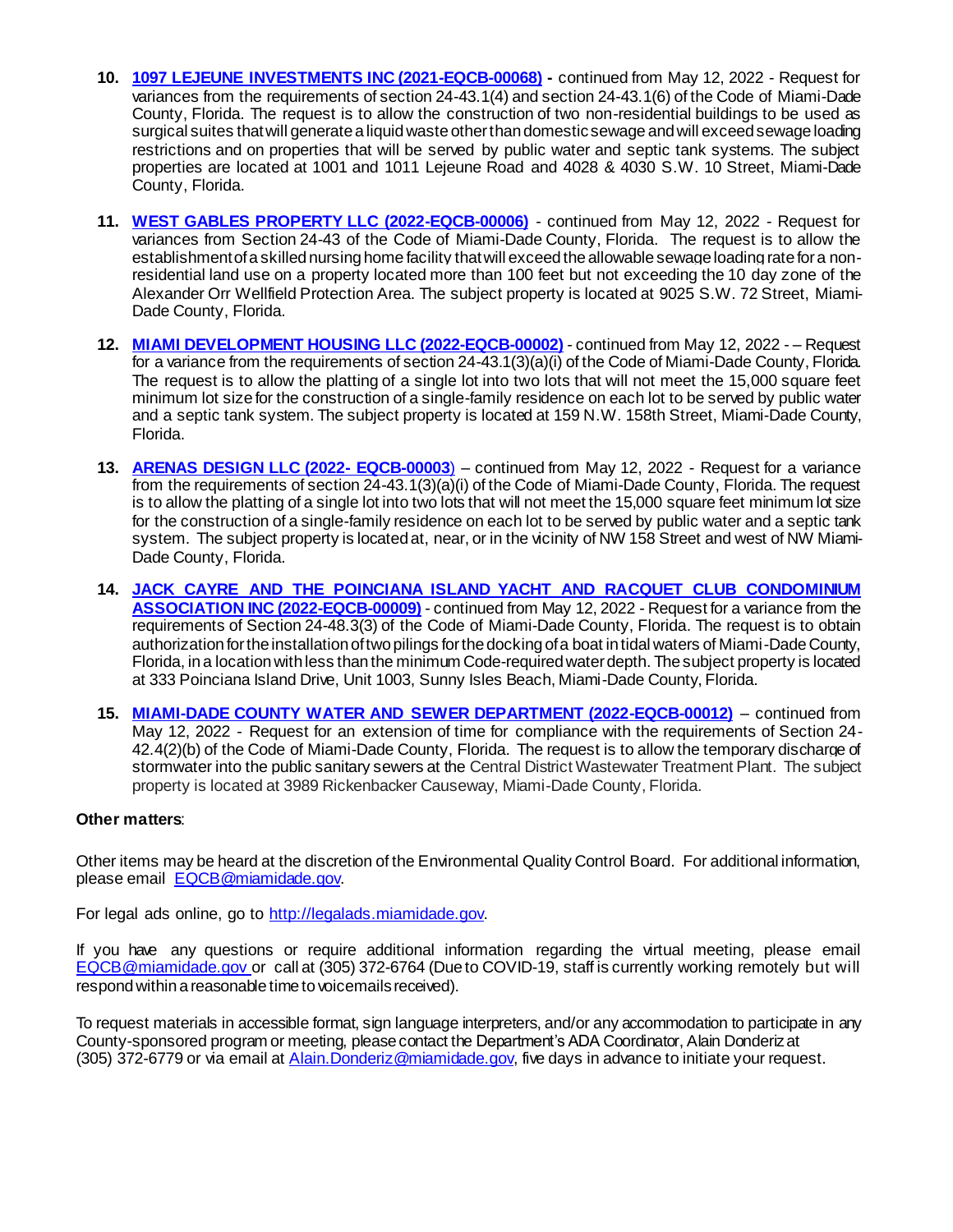10. **1097 LEJEUNE INVESTMENTS INC (2021-EQCB-00068) -** continued from May 12, 2022 - Request for variances from the requirements of section 24-43.1(4) and section 24-43.1(6) of the Code of Miami-Dade County, Florida. The request is to allow the construction of two non-residential buildings to be used as surgical suites that will generate a liquid waste other than domestic sewage and will exceed sewage loading restrictions and on properties that will be served by public water and septic tank systems. The subject properties are located at 1001 and 1011 Lejeune Road and 4028 & 4030 S.W. 10 Street, Miami-Dade County, Florida.

11. **WEST GABLES PROPERTY LLC (2022-EQCB-00006)** - continued from May 12, 2022 - Request for variances from Section 24-43 of the Code of Miami-Dade County, Florida. The request is to allow the establishment of a skilled nursing home facility that will exceed the allowable sewage loading rate for a non-residential land use on a property located more than 100 feet but not exceeding the 10 day zone of the Alexander Orr Wellfield Protection Area. The subject property is located at 9025 S.W. 72 Street, Miami-Dade County, Florida.

12. **MIAMI DEVELOPMENT HOUSING LLC (2022-EQCB-00002)** - continued from May 12, 2022 - – Request for a variance from the requirements of section 24-43.1(3)(a)(i) of the Code of Miami-Dade County, Florida. The request is to allow the platting of a single lot into two lots that will not meet the 15,000 square feet minimum lot size for the construction of a single-family residence on each lot to be served by public water and a septic tank system. The subject property is located at 159 N.W. 158th Street, Miami-Dade County, Florida.

13. **ARENAS DESIGN LLC (2022- EQCB-00003)** – continued from May 12, 2022 - Request for a variance from the requirements of section 24-43.1(3)(a)(i) of the Code of Miami-Dade County, Florida. The request is to allow the platting of a single lot into two lots that will not meet the 15,000 square feet minimum lot size for the construction of a single-family residence on each lot to be served by public water and a septic tank system. The subject property is located at, near, or in the vicinity of NW 158 Street and west of NW Miami-Dade County, Florida.

14. **JACK CAYRE AND THE POINCIANA ISLAND YACHT AND RACQUET CLUB CONDOMINIUM ASSOCIATION INC (2022-EQCB-00009)** - continued from May 12, 2022 - Request for a variance from the requirements of Section 24-48.3(3) of the Code of Miami-Dade County, Florida. The request is to obtain authorization for the installation of two pilings for the docking of a boat in tidal waters of Miami-Dade County, Florida, in a location with less than the minimum Code-required water depth. The subject property is located at 333 Poinciana Island Drive, Unit 1003, Sunny Isles Beach, Miami-Dade County, Florida.

15. **MIAMI-DADE COUNTY WATER AND SEWER DEPARTMENT (2022-EQCB-00012)** – continued from May 12, 2022 - Request for an extension of time for compliance with the requirements of Section 24-42.4(2)(b) of the Code of Miami-Dade County, Florida. The request is to allow the temporary discharge of stormwater into the public sanitary sewers at the Central District Wastewater Treatment Plant. The subject property is located at 3989 Rickenbacker Causeway, Miami-Dade County, Florida.

**Other matters**:

Other items may be heard at the discretion of the Environmental Quality Control Board. For additional information, please email EQCB@miamidade.gov.

For legal ads online, go to http://legalads.miamidade.gov.

If you have any questions or require additional information regarding the virtual meeting, please email EQCB@miamidade.gov or call at (305) 372-6764 (Due to COVID-19, staff is currently working remotely but will respond within a reasonable time to voicemails received).

To request materials in accessible format, sign language interpreters, and/or any accommodation to participate in any County-sponsored program or meeting, please contact the Department's ADA Coordinator, Alain Donderiz at (305) 372-6779 or via email at Alain.Donderiz@miamidade.gov, five days in advance to initiate your request.